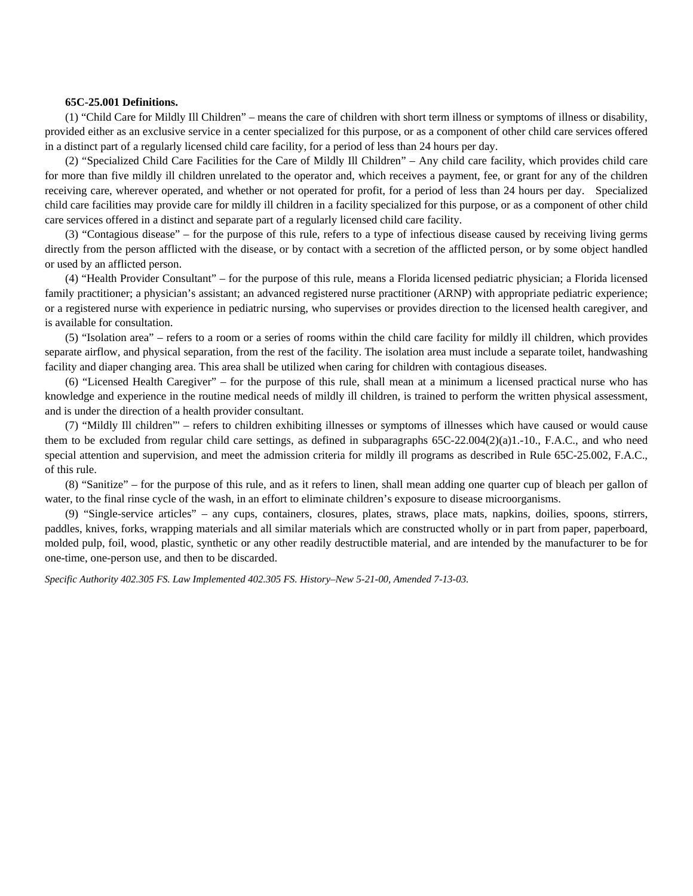**65C-25.001 Definitions.**

(1) "Child Care for Mildly Ill Children" – means the care of children with short term illness or symptoms of illness or disability, provided either as an exclusive service in a center specialized for this purpose, or as a component of other child care services offered in a distinct part of a regularly licensed child care facility, for a period of less than 24 hours per day.

(2) "Specialized Child Care Facilities for the Care of Mildly Ill Children" – Any child care facility, which provides child care for more than five mildly ill children unrelated to the operator and, which receives a payment, fee, or grant for any of the children receiving care, wherever operated, and whether or not operated for profit, for a period of less than 24 hours per day. Specialized child care facilities may provide care for mildly ill children in a facility specialized for this purpose, or as a component of other child care services offered in a distinct and separate part of a regularly licensed child care facility.

(3) "Contagious disease" – for the purpose of this rule, refers to a type of infectious disease caused by receiving living germs directly from the person afflicted with the disease, or by contact with a secretion of the afflicted person, or by some object handled or used by an afflicted person.

(4) "Health Provider Consultant" – for the purpose of this rule, means a Florida licensed pediatric physician; a Florida licensed family practitioner; a physician's assistant; an advanced registered nurse practitioner (ARNP) with appropriate pediatric experience; or a registered nurse with experience in pediatric nursing, who supervises or provides direction to the licensed health caregiver, and is available for consultation.

(5) "Isolation area" – refers to a room or a series of rooms within the child care facility for mildly ill children, which provides separate airflow, and physical separation, from the rest of the facility. The isolation area must include a separate toilet, handwashing facility and diaper changing area. This area shall be utilized when caring for children with contagious diseases.

(6) "Licensed Health Caregiver" – for the purpose of this rule, shall mean at a minimum a licensed practical nurse who has knowledge and experience in the routine medical needs of mildly ill children, is trained to perform the written physical assessment, and is under the direction of a health provider consultant.

(7) "Mildly Ill children"' – refers to children exhibiting illnesses or symptoms of illnesses which have caused or would cause them to be excluded from regular child care settings, as defined in subparagraphs 65C-22.004(2)(a)1.-10., F.A.C., and who need special attention and supervision, and meet the admission criteria for mildly ill programs as described in Rule 65C-25.002, F.A.C., of this rule.

(8) "Sanitize" – for the purpose of this rule, and as it refers to linen, shall mean adding one quarter cup of bleach per gallon of water, to the final rinse cycle of the wash, in an effort to eliminate children's exposure to disease microorganisms.

(9) "Single-service articles" – any cups, containers, closures, plates, straws, place mats, napkins, doilies, spoons, stirrers, paddles, knives, forks, wrapping materials and all similar materials which are constructed wholly or in part from paper, paperboard, molded pulp, foil, wood, plastic, synthetic or any other readily destructible material, and are intended by the manufacturer to be for one-time, one-person use, and then to be discarded.

*Specific Authority 402.305 FS. Law Implemented 402.305 FS. History–New 5-21-00, Amended 7-13-03.*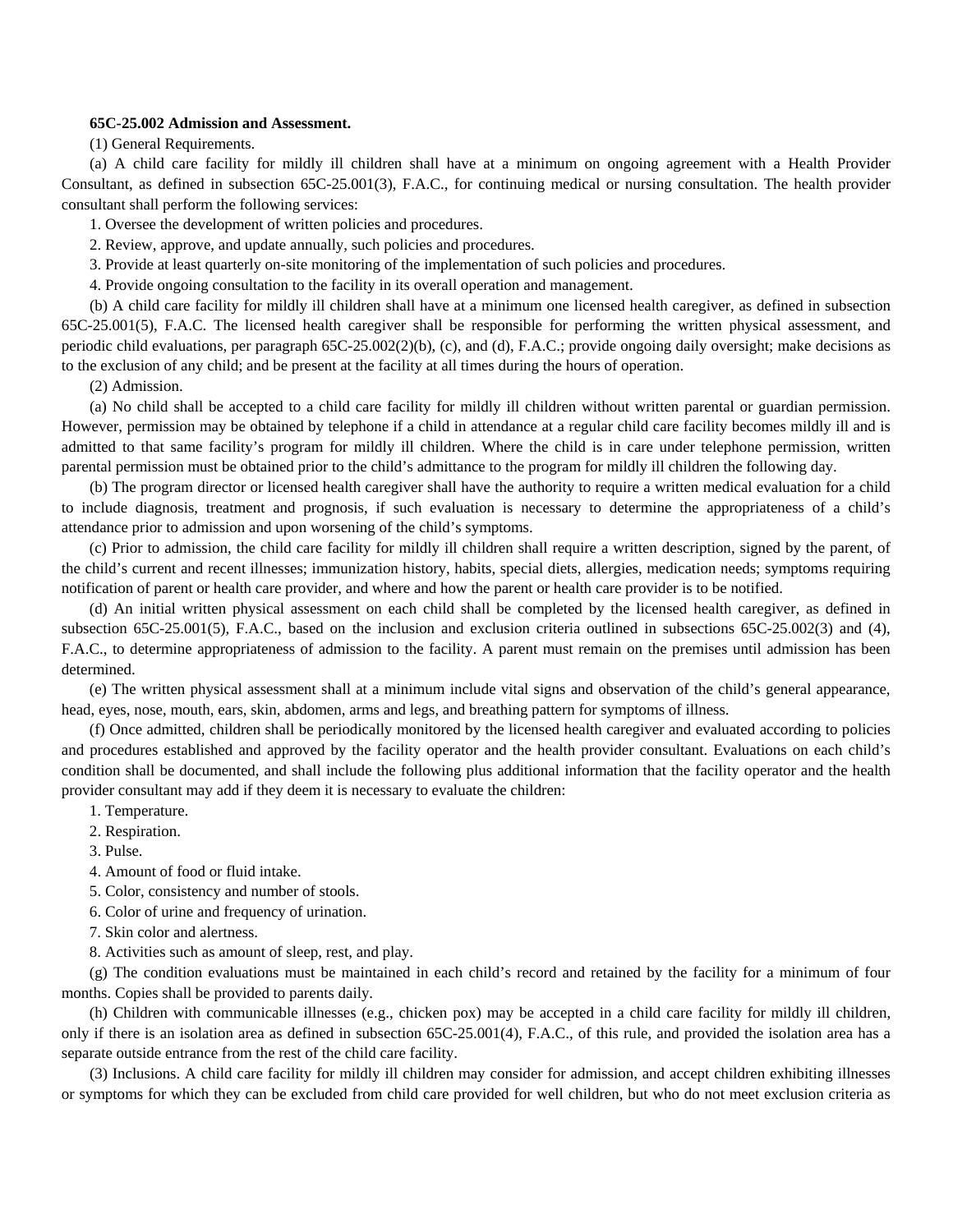**65C-25.002 Admission and Assessment.**

(1) General Requirements.

(a) A child care facility for mildly ill children shall have at a minimum on ongoing agreement with a Health Provider Consultant, as defined in subsection 65C-25.001(3), F.A.C., for continuing medical or nursing consultation. The health provider consultant shall perform the following services:

1. Oversee the development of written policies and procedures.

2. Review, approve, and update annually, such policies and procedures.

3. Provide at least quarterly on-site monitoring of the implementation of such policies and procedures.

4. Provide ongoing consultation to the facility in its overall operation and management.

(b) A child care facility for mildly ill children shall have at a minimum one licensed health caregiver, as defined in subsection 65C-25.001(5), F.A.C. The licensed health caregiver shall be responsible for performing the written physical assessment, and periodic child evaluations, per paragraph 65C-25.002(2)(b), (c), and (d), F.A.C.; provide ongoing daily oversight; make decisions as to the exclusion of any child; and be present at the facility at all times during the hours of operation.

(2) Admission.

(a) No child shall be accepted to a child care facility for mildly ill children without written parental or guardian permission. However, permission may be obtained by telephone if a child in attendance at a regular child care facility becomes mildly ill and is admitted to that same facility's program for mildly ill children. Where the child is in care under telephone permission, written parental permission must be obtained prior to the child's admittance to the program for mildly ill children the following day.

(b) The program director or licensed health caregiver shall have the authority to require a written medical evaluation for a child to include diagnosis, treatment and prognosis, if such evaluation is necessary to determine the appropriateness of a child's attendance prior to admission and upon worsening of the child's symptoms.

(c) Prior to admission, the child care facility for mildly ill children shall require a written description, signed by the parent, of the child's current and recent illnesses; immunization history, habits, special diets, allergies, medication needs; symptoms requiring notification of parent or health care provider, and where and how the parent or health care provider is to be notified.

(d) An initial written physical assessment on each child shall be completed by the licensed health caregiver, as defined in subsection 65C-25.001(5), F.A.C., based on the inclusion and exclusion criteria outlined in subsections 65C-25.002(3) and (4), F.A.C., to determine appropriateness of admission to the facility. A parent must remain on the premises until admission has been determined.

(e) The written physical assessment shall at a minimum include vital signs and observation of the child's general appearance, head, eyes, nose, mouth, ears, skin, abdomen, arms and legs, and breathing pattern for symptoms of illness.

(f) Once admitted, children shall be periodically monitored by the licensed health caregiver and evaluated according to policies and procedures established and approved by the facility operator and the health provider consultant. Evaluations on each child's condition shall be documented, and shall include the following plus additional information that the facility operator and the health provider consultant may add if they deem it is necessary to evaluate the children:

1. Temperature.

2. Respiration.

3. Pulse.

4. Amount of food or fluid intake.

5. Color, consistency and number of stools.

6. Color of urine and frequency of urination.

7. Skin color and alertness.

8. Activities such as amount of sleep, rest, and play.

(g) The condition evaluations must be maintained in each child's record and retained by the facility for a minimum of four months. Copies shall be provided to parents daily.

(h) Children with communicable illnesses (e.g., chicken pox) may be accepted in a child care facility for mildly ill children, only if there is an isolation area as defined in subsection 65C-25.001(4), F.A.C., of this rule, and provided the isolation area has a separate outside entrance from the rest of the child care facility.

(3) Inclusions. A child care facility for mildly ill children may consider for admission, and accept children exhibiting illnesses or symptoms for which they can be excluded from child care provided for well children, but who do not meet exclusion criteria as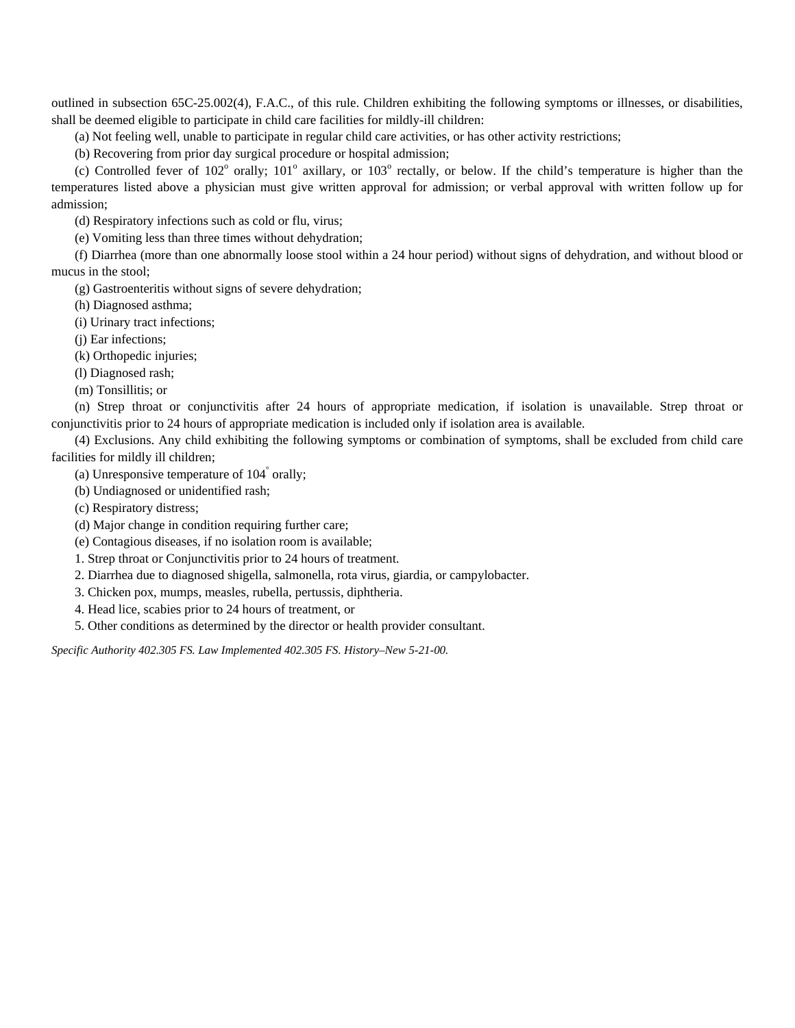outlined in subsection 65C-25.002(4), F.A.C., of this rule. Children exhibiting the following symptoms or illnesses, or disabilities, shall be deemed eligible to participate in child care facilities for mildly-ill children:

(a) Not feeling well, unable to participate in regular child care activities, or has other activity restrictions;

(b) Recovering from prior day surgical procedure or hospital admission;

(c) Controlled fever of 102° orally; 101° axillary, or 103° rectally, or below. If the child's temperature is higher than the temperatures listed above a physician must give written approval for admission; or verbal approval with written follow up for admission;

(d) Respiratory infections such as cold or flu, virus;

(e) Vomiting less than three times without dehydration;

(f) Diarrhea (more than one abnormally loose stool within a 24 hour period) without signs of dehydration, and without blood or mucus in the stool;

(g) Gastroenteritis without signs of severe dehydration;

(h) Diagnosed asthma;

(i) Urinary tract infections;

(j) Ear infections;

(k) Orthopedic injuries;

(l) Diagnosed rash;

(m) Tonsillitis; or

(n) Strep throat or conjunctivitis after 24 hours of appropriate medication, if isolation is unavailable. Strep throat or conjunctivitis prior to 24 hours of appropriate medication is included only if isolation area is available.

(4) Exclusions. Any child exhibiting the following symptoms or combination of symptoms, shall be excluded from child care facilities for mildly ill children;

(a) Unresponsive temperature of 104° orally;

(b) Undiagnosed or unidentified rash;

(c) Respiratory distress;

(d) Major change in condition requiring further care;

(e) Contagious diseases, if no isolation room is available;

1. Strep throat or Conjunctivitis prior to 24 hours of treatment.

2. Diarrhea due to diagnosed shigella, salmonella, rota virus, giardia, or campylobacter.

3. Chicken pox, mumps, measles, rubella, pertussis, diphtheria.

4. Head lice, scabies prior to 24 hours of treatment, or

5. Other conditions as determined by the director or health provider consultant.

*Specific Authority 402.305 FS. Law Implemented 402.305 FS. History–New 5-21-00.*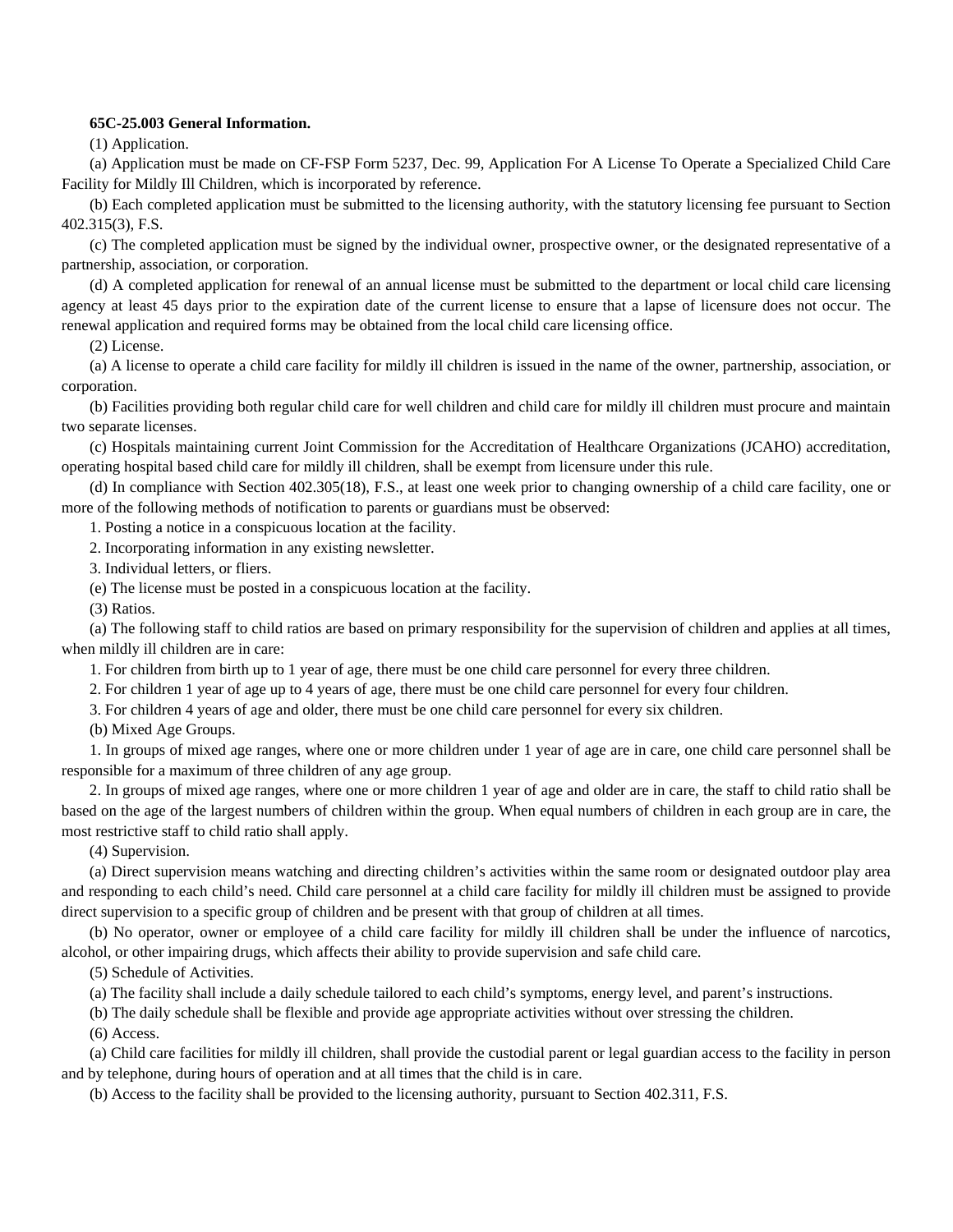**65C-25.003 General Information.**

(1) Application.

(a) Application must be made on CF-FSP Form 5237, Dec. 99, Application For A License To Operate a Specialized Child Care Facility for Mildly Ill Children, which is incorporated by reference.

(b) Each completed application must be submitted to the licensing authority, with the statutory licensing fee pursuant to Section 402.315(3), F.S.

(c) The completed application must be signed by the individual owner, prospective owner, or the designated representative of a partnership, association, or corporation.

(d) A completed application for renewal of an annual license must be submitted to the department or local child care licensing agency at least 45 days prior to the expiration date of the current license to ensure that a lapse of licensure does not occur. The renewal application and required forms may be obtained from the local child care licensing office.

(2) License.

(a) A license to operate a child care facility for mildly ill children is issued in the name of the owner, partnership, association, or corporation.

(b) Facilities providing both regular child care for well children and child care for mildly ill children must procure and maintain two separate licenses.

(c) Hospitals maintaining current Joint Commission for the Accreditation of Healthcare Organizations (JCAHO) accreditation, operating hospital based child care for mildly ill children, shall be exempt from licensure under this rule.

(d) In compliance with Section 402.305(18), F.S., at least one week prior to changing ownership of a child care facility, one or more of the following methods of notification to parents or guardians must be observed:

1. Posting a notice in a conspicuous location at the facility.

2. Incorporating information in any existing newsletter.

3. Individual letters, or fliers.

(e) The license must be posted in a conspicuous location at the facility.

(3) Ratios.

(a) The following staff to child ratios are based on primary responsibility for the supervision of children and applies at all times, when mildly ill children are in care:

1. For children from birth up to 1 year of age, there must be one child care personnel for every three children.

2. For children 1 year of age up to 4 years of age, there must be one child care personnel for every four children.

3. For children 4 years of age and older, there must be one child care personnel for every six children.

(b) Mixed Age Groups.

1. In groups of mixed age ranges, where one or more children under 1 year of age are in care, one child care personnel shall be responsible for a maximum of three children of any age group.

2. In groups of mixed age ranges, where one or more children 1 year of age and older are in care, the staff to child ratio shall be based on the age of the largest numbers of children within the group. When equal numbers of children in each group are in care, the most restrictive staff to child ratio shall apply.

(4) Supervision.

(a) Direct supervision means watching and directing children's activities within the same room or designated outdoor play area and responding to each child's need. Child care personnel at a child care facility for mildly ill children must be assigned to provide direct supervision to a specific group of children and be present with that group of children at all times.

(b) No operator, owner or employee of a child care facility for mildly ill children shall be under the influence of narcotics, alcohol, or other impairing drugs, which affects their ability to provide supervision and safe child care.

(5) Schedule of Activities.

(a) The facility shall include a daily schedule tailored to each child's symptoms, energy level, and parent's instructions.

(b) The daily schedule shall be flexible and provide age appropriate activities without over stressing the children.

(6) Access.

(a) Child care facilities for mildly ill children, shall provide the custodial parent or legal guardian access to the facility in person and by telephone, during hours of operation and at all times that the child is in care.

(b) Access to the facility shall be provided to the licensing authority, pursuant to Section 402.311, F.S.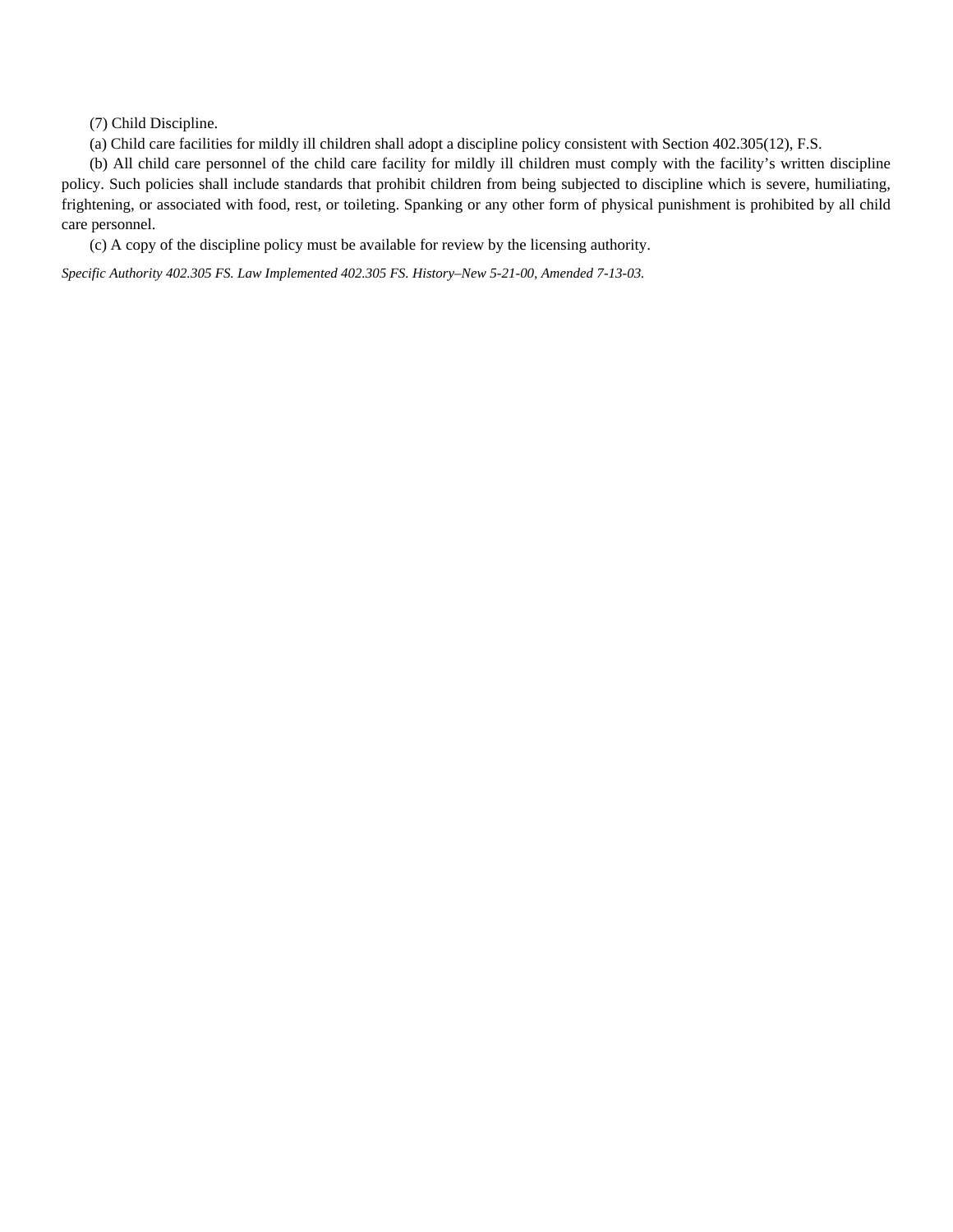(7) Child Discipline.

(a) Child care facilities for mildly ill children shall adopt a discipline policy consistent with Section 402.305(12), F.S.

(b) All child care personnel of the child care facility for mildly ill children must comply with the facility's written discipline policy. Such policies shall include standards that prohibit children from being subjected to discipline which is severe, humiliating, frightening, or associated with food, rest, or toileting. Spanking or any other form of physical punishment is prohibited by all child care personnel.

(c) A copy of the discipline policy must be available for review by the licensing authority.

*Specific Authority 402.305 FS. Law Implemented 402.305 FS. History–New 5-21-00, Amended 7-13-03.*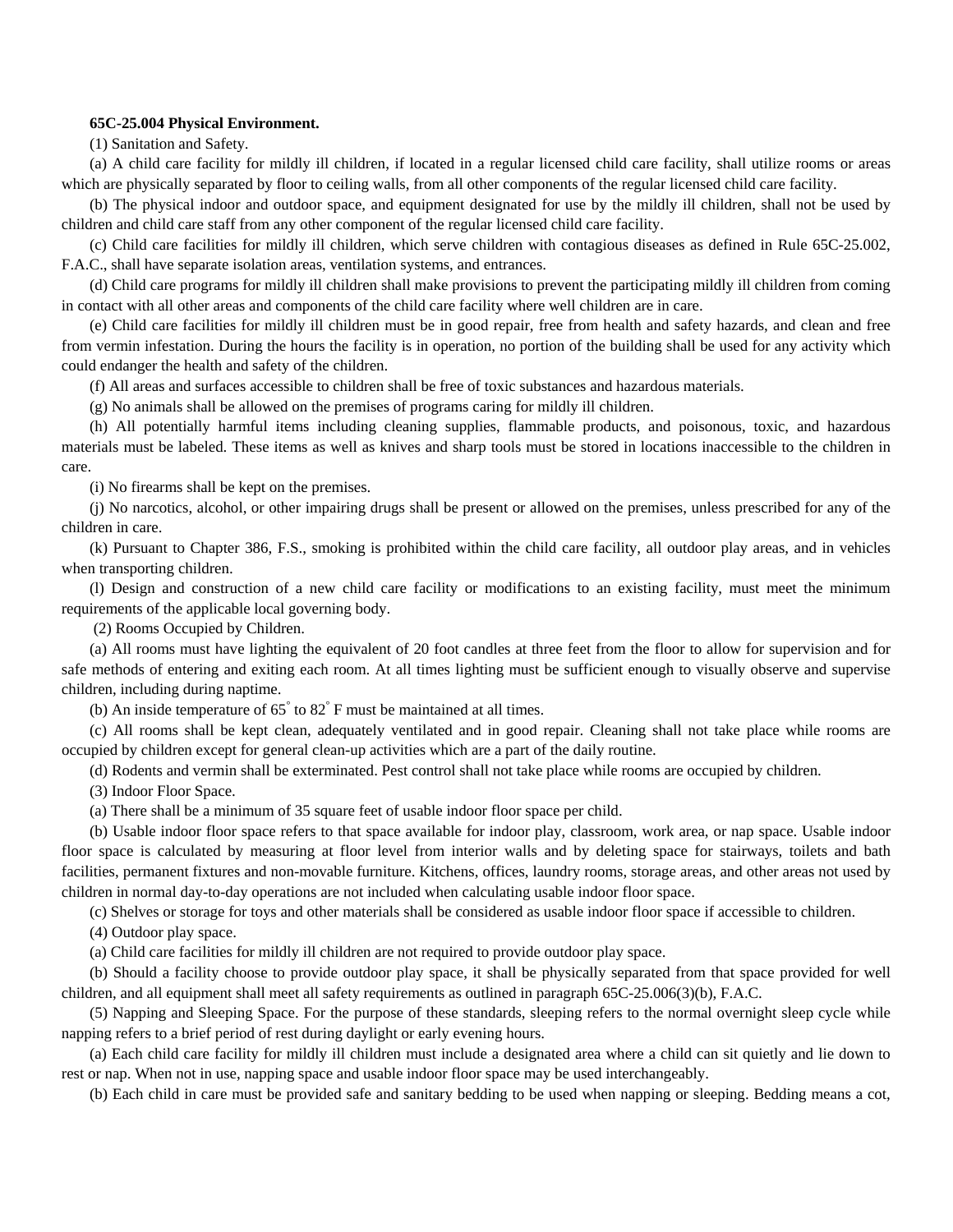**65C-25.004 Physical Environment.**

(1) Sanitation and Safety.

(a) A child care facility for mildly ill children, if located in a regular licensed child care facility, shall utilize rooms or areas which are physically separated by floor to ceiling walls, from all other components of the regular licensed child care facility.

(b) The physical indoor and outdoor space, and equipment designated for use by the mildly ill children, shall not be used by children and child care staff from any other component of the regular licensed child care facility.

(c) Child care facilities for mildly ill children, which serve children with contagious diseases as defined in Rule 65C-25.002, F.A.C., shall have separate isolation areas, ventilation systems, and entrances.

(d) Child care programs for mildly ill children shall make provisions to prevent the participating mildly ill children from coming in contact with all other areas and components of the child care facility where well children are in care.

(e) Child care facilities for mildly ill children must be in good repair, free from health and safety hazards, and clean and free from vermin infestation. During the hours the facility is in operation, no portion of the building shall be used for any activity which could endanger the health and safety of the children.

(f) All areas and surfaces accessible to children shall be free of toxic substances and hazardous materials.

(g) No animals shall be allowed on the premises of programs caring for mildly ill children.

(h) All potentially harmful items including cleaning supplies, flammable products, and poisonous, toxic, and hazardous materials must be labeled. These items as well as knives and sharp tools must be stored in locations inaccessible to the children in care.

(i) No firearms shall be kept on the premises.

(j) No narcotics, alcohol, or other impairing drugs shall be present or allowed on the premises, unless prescribed for any of the children in care.

(k) Pursuant to Chapter 386, F.S., smoking is prohibited within the child care facility, all outdoor play areas, and in vehicles when transporting children.

(l) Design and construction of a new child care facility or modifications to an existing facility, must meet the minimum requirements of the applicable local governing body.

(2) Rooms Occupied by Children.

(a) All rooms must have lighting the equivalent of 20 foot candles at three feet from the floor to allow for supervision and for safe methods of entering and exiting each room. At all times lighting must be sufficient enough to visually observe and supervise children, including during naptime.

(b) An inside temperature of 65° to 82° F must be maintained at all times.

(c) All rooms shall be kept clean, adequately ventilated and in good repair. Cleaning shall not take place while rooms are occupied by children except for general clean-up activities which are a part of the daily routine.

(d) Rodents and vermin shall be exterminated. Pest control shall not take place while rooms are occupied by children.

(3) Indoor Floor Space.

(a) There shall be a minimum of 35 square feet of usable indoor floor space per child.

(b) Usable indoor floor space refers to that space available for indoor play, classroom, work area, or nap space. Usable indoor floor space is calculated by measuring at floor level from interior walls and by deleting space for stairways, toilets and bath facilities, permanent fixtures and non-movable furniture. Kitchens, offices, laundry rooms, storage areas, and other areas not used by children in normal day-to-day operations are not included when calculating usable indoor floor space.

(c) Shelves or storage for toys and other materials shall be considered as usable indoor floor space if accessible to children.

(4) Outdoor play space.

(a) Child care facilities for mildly ill children are not required to provide outdoor play space.

(b) Should a facility choose to provide outdoor play space, it shall be physically separated from that space provided for well children, and all equipment shall meet all safety requirements as outlined in paragraph 65C-25.006(3)(b), F.A.C.

(5) Napping and Sleeping Space. For the purpose of these standards, sleeping refers to the normal overnight sleep cycle while napping refers to a brief period of rest during daylight or early evening hours.

(a) Each child care facility for mildly ill children must include a designated area where a child can sit quietly and lie down to rest or nap. When not in use, napping space and usable indoor floor space may be used interchangeably.

(b) Each child in care must be provided safe and sanitary bedding to be used when napping or sleeping. Bedding means a cot,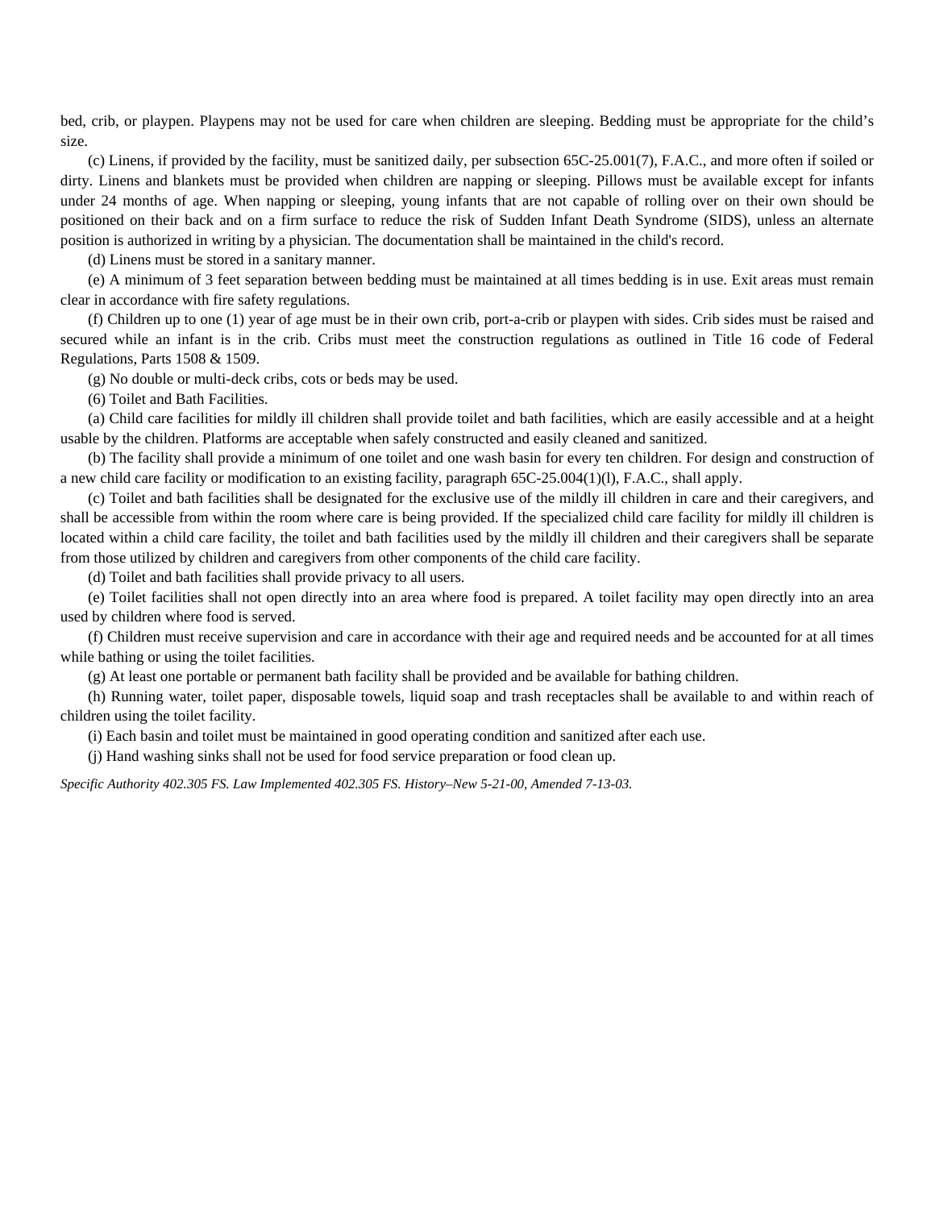bed, crib, or playpen. Playpens may not be used for care when children are sleeping. Bedding must be appropriate for the child's size.

(c) Linens, if provided by the facility, must be sanitized daily, per subsection 65C-25.001(7), F.A.C., and more often if soiled or dirty. Linens and blankets must be provided when children are napping or sleeping. Pillows must be available except for infants under 24 months of age. When napping or sleeping, young infants that are not capable of rolling over on their own should be positioned on their back and on a firm surface to reduce the risk of Sudden Infant Death Syndrome (SIDS), unless an alternate position is authorized in writing by a physician. The documentation shall be maintained in the child's record.

(d) Linens must be stored in a sanitary manner.

(e) A minimum of 3 feet separation between bedding must be maintained at all times bedding is in use. Exit areas must remain clear in accordance with fire safety regulations.

(f) Children up to one (1) year of age must be in their own crib, port-a-crib or playpen with sides. Crib sides must be raised and secured while an infant is in the crib. Cribs must meet the construction regulations as outlined in Title 16 code of Federal Regulations, Parts 1508 & 1509.

(g) No double or multi-deck cribs, cots or beds may be used.

(6) Toilet and Bath Facilities.

(a) Child care facilities for mildly ill children shall provide toilet and bath facilities, which are easily accessible and at a height usable by the children. Platforms are acceptable when safely constructed and easily cleaned and sanitized.

(b) The facility shall provide a minimum of one toilet and one wash basin for every ten children. For design and construction of a new child care facility or modification to an existing facility, paragraph 65C-25.004(1)(l), F.A.C., shall apply.

(c) Toilet and bath facilities shall be designated for the exclusive use of the mildly ill children in care and their caregivers, and shall be accessible from within the room where care is being provided. If the specialized child care facility for mildly ill children is located within a child care facility, the toilet and bath facilities used by the mildly ill children and their caregivers shall be separate from those utilized by children and caregivers from other components of the child care facility.

(d) Toilet and bath facilities shall provide privacy to all users.

(e) Toilet facilities shall not open directly into an area where food is prepared. A toilet facility may open directly into an area used by children where food is served.

(f) Children must receive supervision and care in accordance with their age and required needs and be accounted for at all times while bathing or using the toilet facilities.

(g) At least one portable or permanent bath facility shall be provided and be available for bathing children.

(h) Running water, toilet paper, disposable towels, liquid soap and trash receptacles shall be available to and within reach of children using the toilet facility.

(i) Each basin and toilet must be maintained in good operating condition and sanitized after each use.

(j) Hand washing sinks shall not be used for food service preparation or food clean up.

*Specific Authority 402.305 FS. Law Implemented 402.305 FS. History–New 5-21-00, Amended 7-13-03.*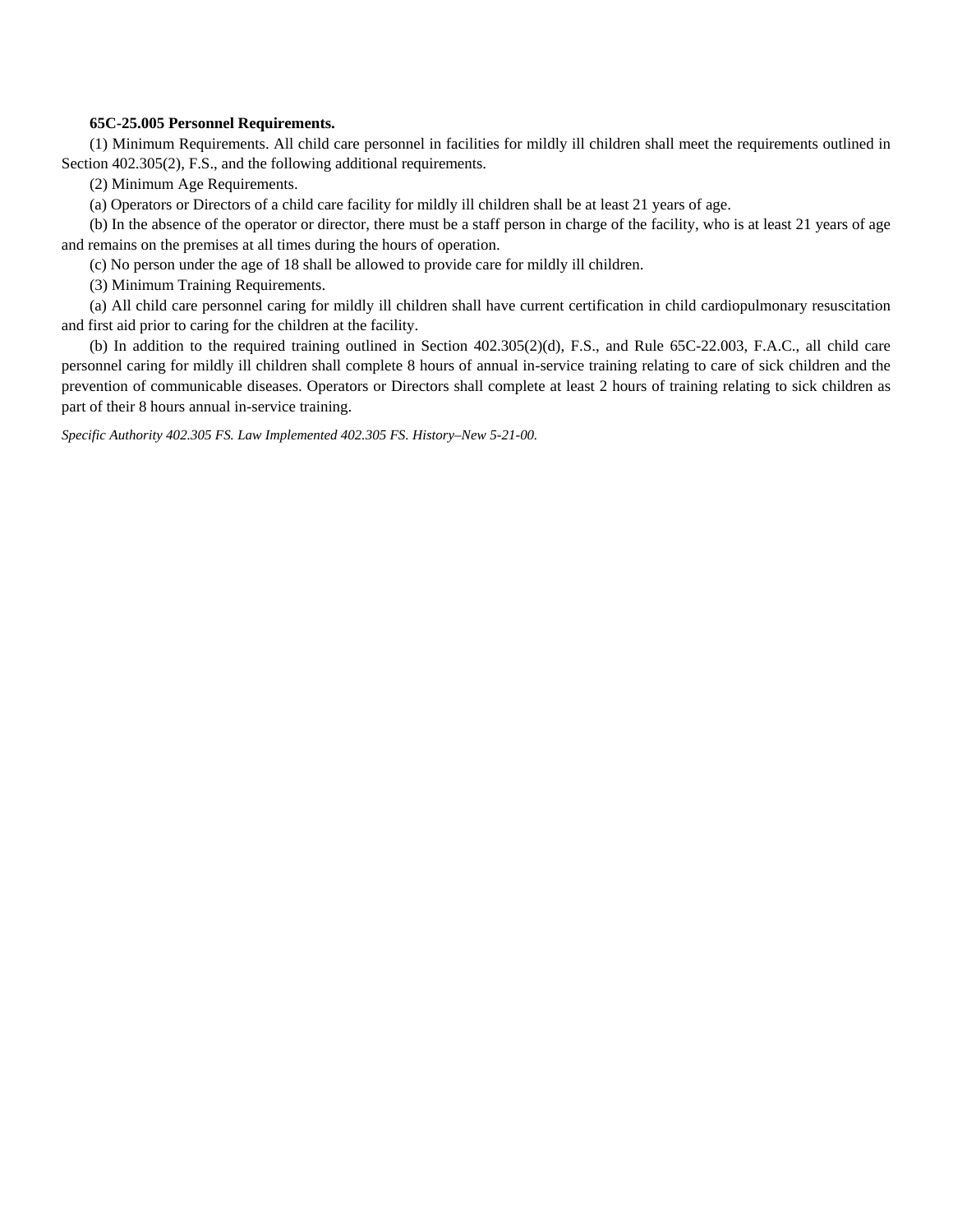**65C-25.005 Personnel Requirements.**

(1) Minimum Requirements. All child care personnel in facilities for mildly ill children shall meet the requirements outlined in Section 402.305(2), F.S., and the following additional requirements.

(2) Minimum Age Requirements.

(a) Operators or Directors of a child care facility for mildly ill children shall be at least 21 years of age.

(b) In the absence of the operator or director, there must be a staff person in charge of the facility, who is at least 21 years of age and remains on the premises at all times during the hours of operation.

(c) No person under the age of 18 shall be allowed to provide care for mildly ill children.

(3) Minimum Training Requirements.

(a) All child care personnel caring for mildly ill children shall have current certification in child cardiopulmonary resuscitation and first aid prior to caring for the children at the facility.

(b) In addition to the required training outlined in Section 402.305(2)(d), F.S., and Rule 65C-22.003, F.A.C., all child care personnel caring for mildly ill children shall complete 8 hours of annual in-service training relating to care of sick children and the prevention of communicable diseases. Operators or Directors shall complete at least 2 hours of training relating to sick children as part of their 8 hours annual in-service training.

*Specific Authority 402.305 FS. Law Implemented 402.305 FS. History–New 5-21-00.*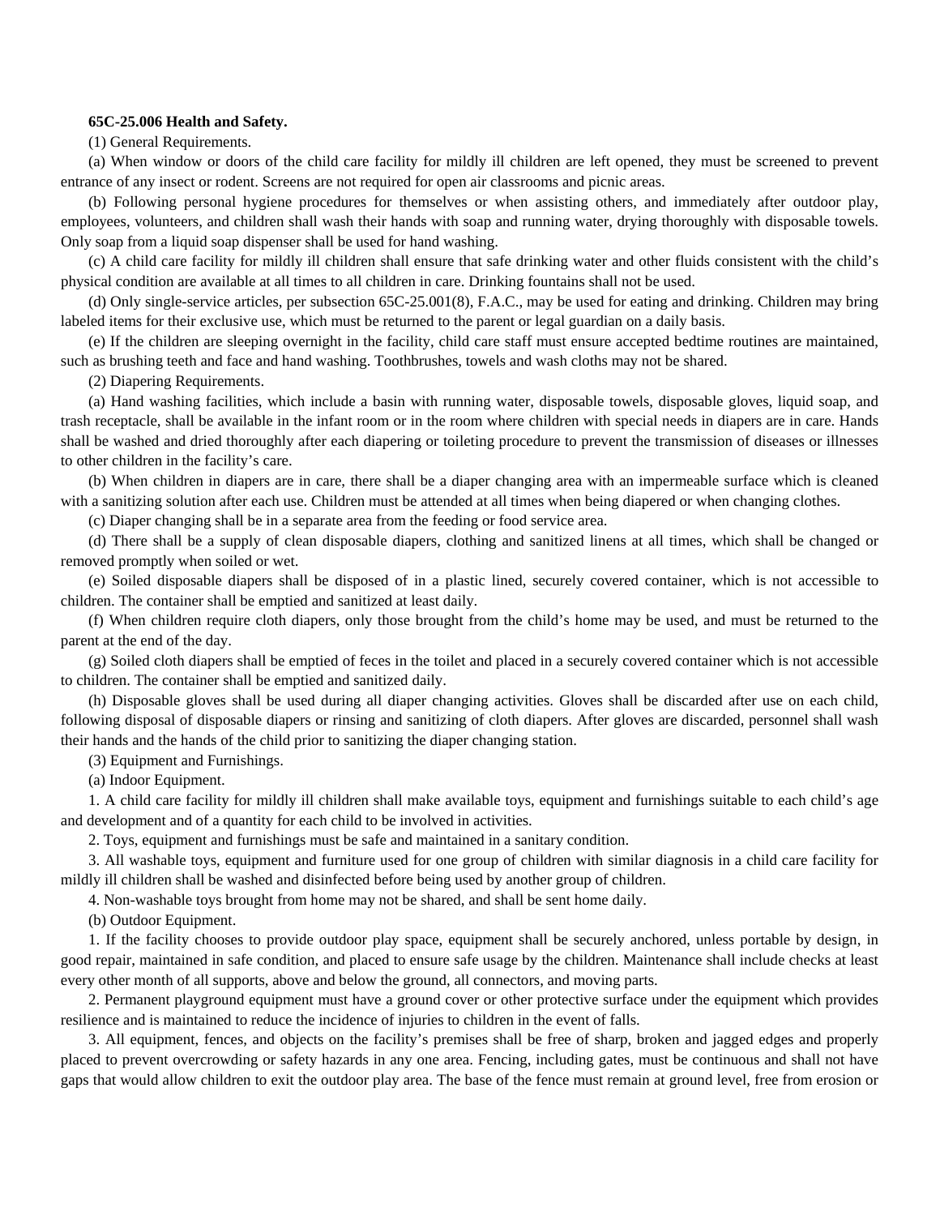**65C-25.006 Health and Safety.**

(1) General Requirements.

(a) When window or doors of the child care facility for mildly ill children are left opened, they must be screened to prevent entrance of any insect or rodent. Screens are not required for open air classrooms and picnic areas.

(b) Following personal hygiene procedures for themselves or when assisting others, and immediately after outdoor play, employees, volunteers, and children shall wash their hands with soap and running water, drying thoroughly with disposable towels. Only soap from a liquid soap dispenser shall be used for hand washing.

(c) A child care facility for mildly ill children shall ensure that safe drinking water and other fluids consistent with the child's physical condition are available at all times to all children in care. Drinking fountains shall not be used.

(d) Only single-service articles, per subsection 65C-25.001(8), F.A.C., may be used for eating and drinking. Children may bring labeled items for their exclusive use, which must be returned to the parent or legal guardian on a daily basis.

(e) If the children are sleeping overnight in the facility, child care staff must ensure accepted bedtime routines are maintained, such as brushing teeth and face and hand washing. Toothbrushes, towels and wash cloths may not be shared.

(2) Diapering Requirements.

(a) Hand washing facilities, which include a basin with running water, disposable towels, disposable gloves, liquid soap, and trash receptacle, shall be available in the infant room or in the room where children with special needs in diapers are in care. Hands shall be washed and dried thoroughly after each diapering or toileting procedure to prevent the transmission of diseases or illnesses to other children in the facility's care.

(b) When children in diapers are in care, there shall be a diaper changing area with an impermeable surface which is cleaned with a sanitizing solution after each use. Children must be attended at all times when being diapered or when changing clothes.

(c) Diaper changing shall be in a separate area from the feeding or food service area.

(d) There shall be a supply of clean disposable diapers, clothing and sanitized linens at all times, which shall be changed or removed promptly when soiled or wet.

(e) Soiled disposable diapers shall be disposed of in a plastic lined, securely covered container, which is not accessible to children. The container shall be emptied and sanitized at least daily.

(f) When children require cloth diapers, only those brought from the child's home may be used, and must be returned to the parent at the end of the day.

(g) Soiled cloth diapers shall be emptied of feces in the toilet and placed in a securely covered container which is not accessible to children. The container shall be emptied and sanitized daily.

(h) Disposable gloves shall be used during all diaper changing activities. Gloves shall be discarded after use on each child, following disposal of disposable diapers or rinsing and sanitizing of cloth diapers. After gloves are discarded, personnel shall wash their hands and the hands of the child prior to sanitizing the diaper changing station.

(3) Equipment and Furnishings.

(a) Indoor Equipment.

1. A child care facility for mildly ill children shall make available toys, equipment and furnishings suitable to each child's age and development and of a quantity for each child to be involved in activities.

2. Toys, equipment and furnishings must be safe and maintained in a sanitary condition.

3. All washable toys, equipment and furniture used for one group of children with similar diagnosis in a child care facility for mildly ill children shall be washed and disinfected before being used by another group of children.

4. Non-washable toys brought from home may not be shared, and shall be sent home daily.

(b) Outdoor Equipment.

1. If the facility chooses to provide outdoor play space, equipment shall be securely anchored, unless portable by design, in good repair, maintained in safe condition, and placed to ensure safe usage by the children. Maintenance shall include checks at least every other month of all supports, above and below the ground, all connectors, and moving parts.

2. Permanent playground equipment must have a ground cover or other protective surface under the equipment which provides resilience and is maintained to reduce the incidence of injuries to children in the event of falls.

3. All equipment, fences, and objects on the facility's premises shall be free of sharp, broken and jagged edges and properly placed to prevent overcrowding or safety hazards in any one area. Fencing, including gates, must be continuous and shall not have gaps that would allow children to exit the outdoor play area. The base of the fence must remain at ground level, free from erosion or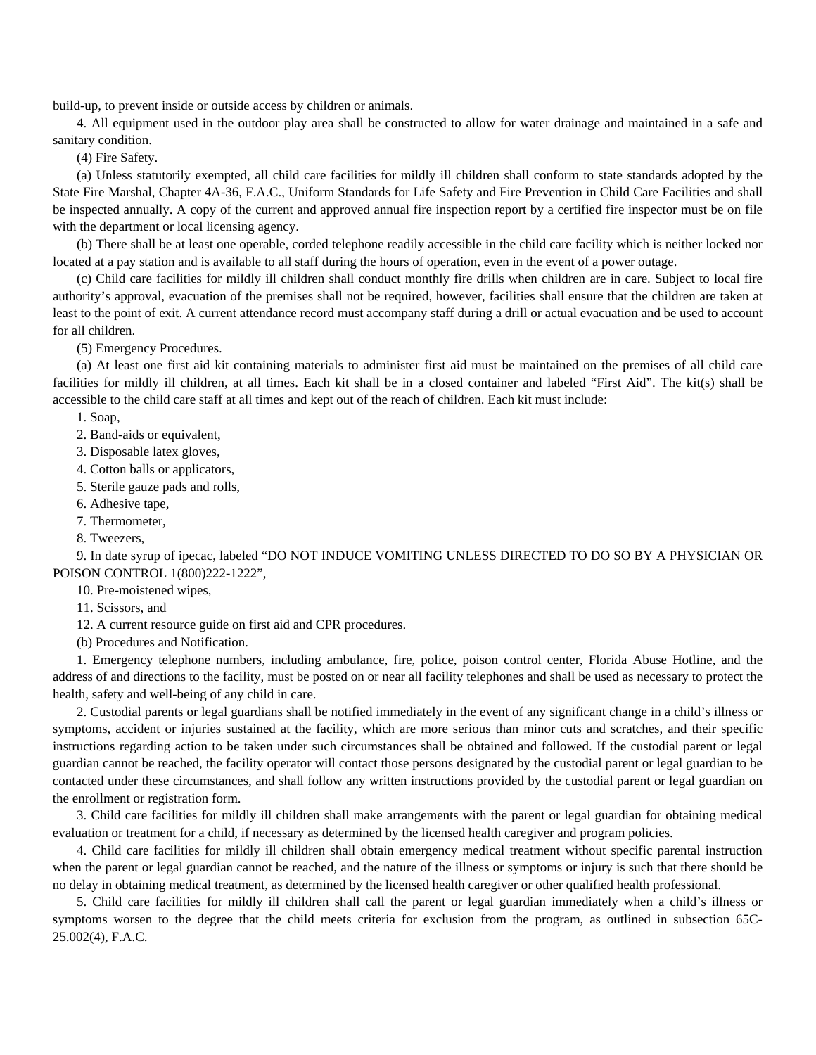build-up, to prevent inside or outside access by children or animals.

4. All equipment used in the outdoor play area shall be constructed to allow for water drainage and maintained in a safe and sanitary condition.

(4) Fire Safety.

(a) Unless statutorily exempted, all child care facilities for mildly ill children shall conform to state standards adopted by the State Fire Marshal, Chapter 4A-36, F.A.C., Uniform Standards for Life Safety and Fire Prevention in Child Care Facilities and shall be inspected annually. A copy of the current and approved annual fire inspection report by a certified fire inspector must be on file with the department or local licensing agency.

(b) There shall be at least one operable, corded telephone readily accessible in the child care facility which is neither locked nor located at a pay station and is available to all staff during the hours of operation, even in the event of a power outage.

(c) Child care facilities for mildly ill children shall conduct monthly fire drills when children are in care. Subject to local fire authority's approval, evacuation of the premises shall not be required, however, facilities shall ensure that the children are taken at least to the point of exit. A current attendance record must accompany staff during a drill or actual evacuation and be used to account for all children.

(5) Emergency Procedures.

(a) At least one first aid kit containing materials to administer first aid must be maintained on the premises of all child care facilities for mildly ill children, at all times. Each kit shall be in a closed container and labeled "First Aid". The kit(s) shall be accessible to the child care staff at all times and kept out of the reach of children. Each kit must include:

1. Soap,

2. Band-aids or equivalent,

3. Disposable latex gloves,

4. Cotton balls or applicators,

5. Sterile gauze pads and rolls,

6. Adhesive tape,

7. Thermometer,

8. Tweezers,

9. In date syrup of ipecac, labeled "DO NOT INDUCE VOMITING UNLESS DIRECTED TO DO SO BY A PHYSICIAN OR POISON CONTROL 1(800)222-1222",

10. Pre-moistened wipes,

11. Scissors, and

12. A current resource guide on first aid and CPR procedures.

(b) Procedures and Notification.

1. Emergency telephone numbers, including ambulance, fire, police, poison control center, Florida Abuse Hotline, and the address of and directions to the facility, must be posted on or near all facility telephones and shall be used as necessary to protect the health, safety and well-being of any child in care.

2. Custodial parents or legal guardians shall be notified immediately in the event of any significant change in a child's illness or symptoms, accident or injuries sustained at the facility, which are more serious than minor cuts and scratches, and their specific instructions regarding action to be taken under such circumstances shall be obtained and followed. If the custodial parent or legal guardian cannot be reached, the facility operator will contact those persons designated by the custodial parent or legal guardian to be contacted under these circumstances, and shall follow any written instructions provided by the custodial parent or legal guardian on the enrollment or registration form.

3. Child care facilities for mildly ill children shall make arrangements with the parent or legal guardian for obtaining medical evaluation or treatment for a child, if necessary as determined by the licensed health caregiver and program policies.

4. Child care facilities for mildly ill children shall obtain emergency medical treatment without specific parental instruction when the parent or legal guardian cannot be reached, and the nature of the illness or symptoms or injury is such that there should be no delay in obtaining medical treatment, as determined by the licensed health caregiver or other qualified health professional.

5. Child care facilities for mildly ill children shall call the parent or legal guardian immediately when a child's illness or symptoms worsen to the degree that the child meets criteria for exclusion from the program, as outlined in subsection 65C-25.002(4), F.A.C.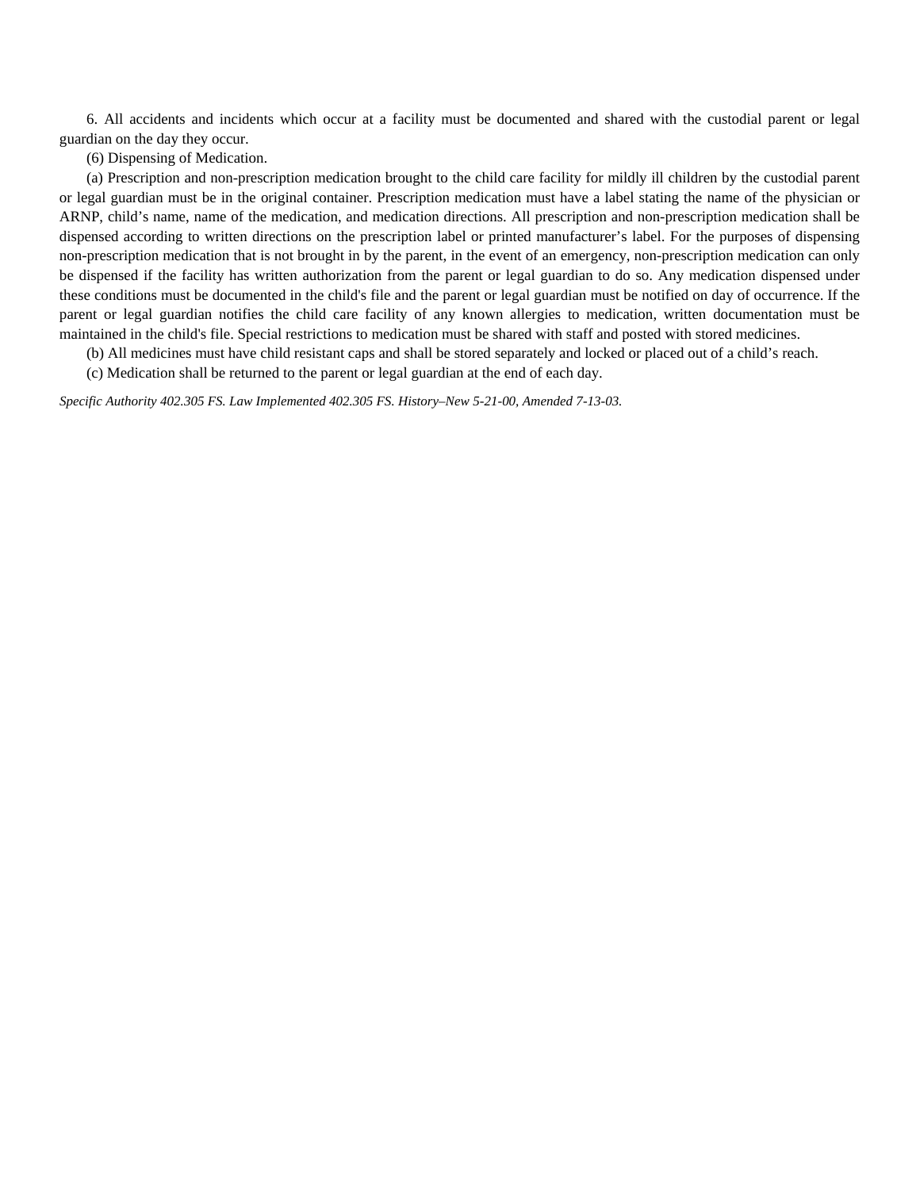6. All accidents and incidents which occur at a facility must be documented and shared with the custodial parent or legal guardian on the day they occur.

(6) Dispensing of Medication.

(a) Prescription and non-prescription medication brought to the child care facility for mildly ill children by the custodial parent or legal guardian must be in the original container. Prescription medication must have a label stating the name of the physician or ARNP, child’s name, name of the medication, and medication directions. All prescription and non-prescription medication shall be dispensed according to written directions on the prescription label or printed manufacturer’s label. For the purposes of dispensing non-prescription medication that is not brought in by the parent, in the event of an emergency, non-prescription medication can only be dispensed if the facility has written authorization from the parent or legal guardian to do so. Any medication dispensed under these conditions must be documented in the child's file and the parent or legal guardian must be notified on day of occurrence. If the parent or legal guardian notifies the child care facility of any known allergies to medication, written documentation must be maintained in the child's file. Special restrictions to medication must be shared with staff and posted with stored medicines.

(b) All medicines must have child resistant caps and shall be stored separately and locked or placed out of a child’s reach.

(c) Medication shall be returned to the parent or legal guardian at the end of each day.

*Specific Authority 402.305 FS. Law Implemented 402.305 FS. History–New 5-21-00, Amended 7-13-03.*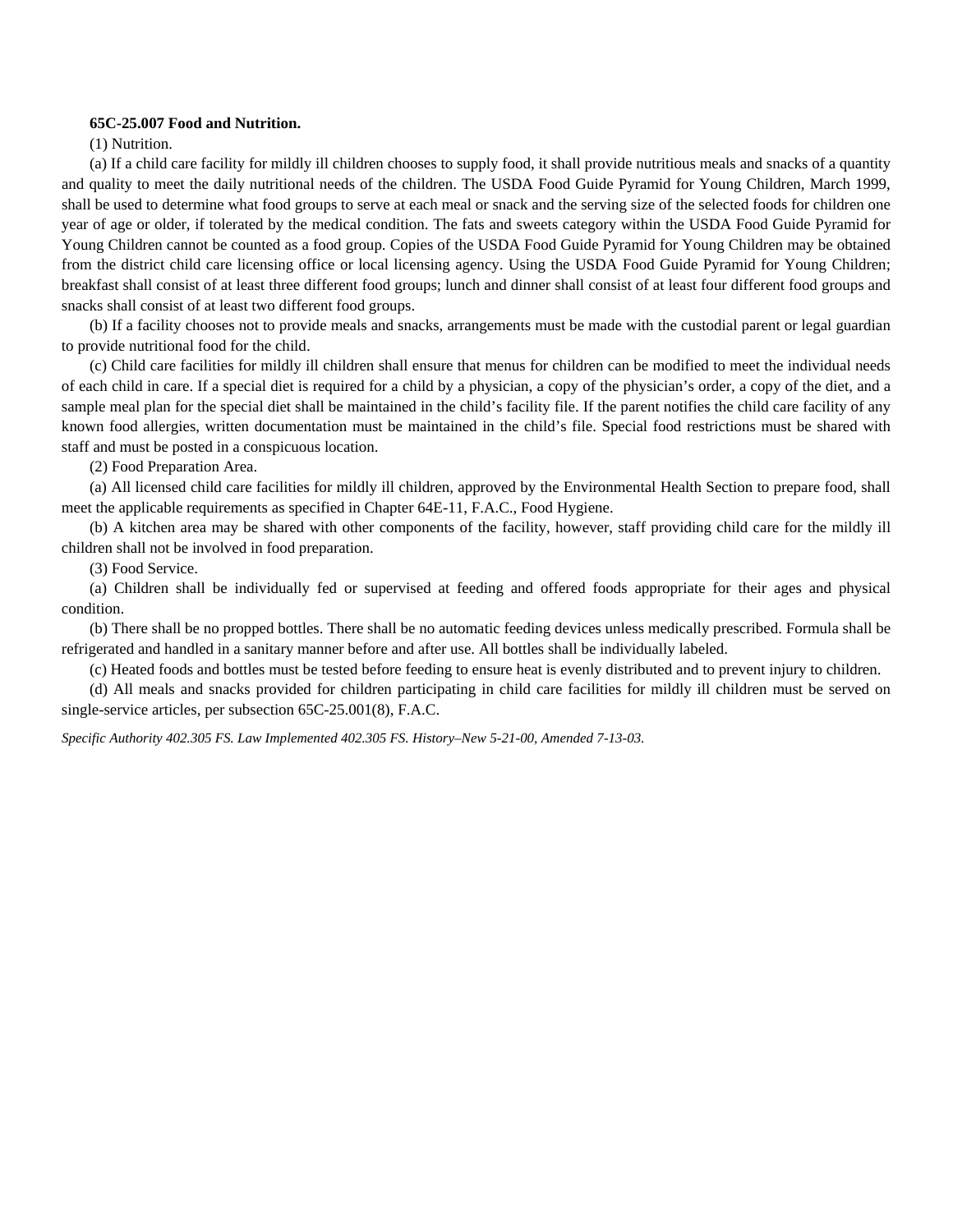**65C-25.007 Food and Nutrition.**

(1) Nutrition.

(a) If a child care facility for mildly ill children chooses to supply food, it shall provide nutritious meals and snacks of a quantity and quality to meet the daily nutritional needs of the children. The USDA Food Guide Pyramid for Young Children, March 1999, shall be used to determine what food groups to serve at each meal or snack and the serving size of the selected foods for children one year of age or older, if tolerated by the medical condition. The fats and sweets category within the USDA Food Guide Pyramid for Young Children cannot be counted as a food group. Copies of the USDA Food Guide Pyramid for Young Children may be obtained from the district child care licensing office or local licensing agency. Using the USDA Food Guide Pyramid for Young Children; breakfast shall consist of at least three different food groups; lunch and dinner shall consist of at least four different food groups and snacks shall consist of at least two different food groups.

(b) If a facility chooses not to provide meals and snacks, arrangements must be made with the custodial parent or legal guardian to provide nutritional food for the child.

(c) Child care facilities for mildly ill children shall ensure that menus for children can be modified to meet the individual needs of each child in care. If a special diet is required for a child by a physician, a copy of the physician's order, a copy of the diet, and a sample meal plan for the special diet shall be maintained in the child's facility file. If the parent notifies the child care facility of any known food allergies, written documentation must be maintained in the child's file. Special food restrictions must be shared with staff and must be posted in a conspicuous location.

(2) Food Preparation Area.

(a) All licensed child care facilities for mildly ill children, approved by the Environmental Health Section to prepare food, shall meet the applicable requirements as specified in Chapter 64E-11, F.A.C., Food Hygiene.

(b) A kitchen area may be shared with other components of the facility, however, staff providing child care for the mildly ill children shall not be involved in food preparation.

(3) Food Service.

(a) Children shall be individually fed or supervised at feeding and offered foods appropriate for their ages and physical condition.

(b) There shall be no propped bottles. There shall be no automatic feeding devices unless medically prescribed. Formula shall be refrigerated and handled in a sanitary manner before and after use. All bottles shall be individually labeled.

(c) Heated foods and bottles must be tested before feeding to ensure heat is evenly distributed and to prevent injury to children.

(d) All meals and snacks provided for children participating in child care facilities for mildly ill children must be served on single-service articles, per subsection 65C-25.001(8), F.A.C.

*Specific Authority 402.305 FS. Law Implemented 402.305 FS. History–New 5-21-00, Amended 7-13-03.*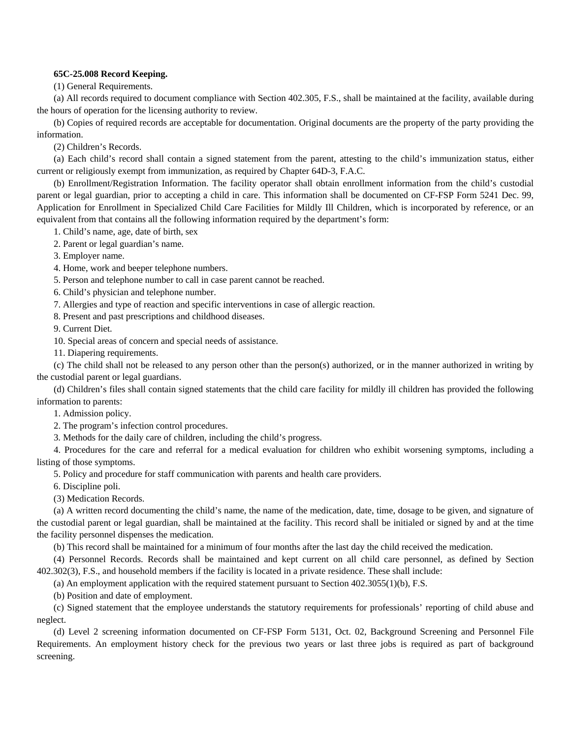**65C-25.008 Record Keeping.**

(1) General Requirements.

(a) All records required to document compliance with Section 402.305, F.S., shall be maintained at the facility, available during the hours of operation for the licensing authority to review.

(b) Copies of required records are acceptable for documentation. Original documents are the property of the party providing the information.

(2) Children's Records.

(a) Each child's record shall contain a signed statement from the parent, attesting to the child's immunization status, either current or religiously exempt from immunization, as required by Chapter 64D-3, F.A.C.

(b) Enrollment/Registration Information. The facility operator shall obtain enrollment information from the child's custodial parent or legal guardian, prior to accepting a child in care. This information shall be documented on CF-FSP Form 5241 Dec. 99, Application for Enrollment in Specialized Child Care Facilities for Mildly Ill Children, which is incorporated by reference, or an equivalent from that contains all the following information required by the department's form:

1. Child's name, age, date of birth, sex

2. Parent or legal guardian's name.

3. Employer name.

4. Home, work and beeper telephone numbers.

5. Person and telephone number to call in case parent cannot be reached.

6. Child's physician and telephone number.

7. Allergies and type of reaction and specific interventions in case of allergic reaction.

8. Present and past prescriptions and childhood diseases.

9. Current Diet.

10. Special areas of concern and special needs of assistance.

11. Diapering requirements.

(c) The child shall not be released to any person other than the person(s) authorized, or in the manner authorized in writing by the custodial parent or legal guardians.

(d) Children's files shall contain signed statements that the child care facility for mildly ill children has provided the following information to parents:

1. Admission policy.

2. The program's infection control procedures.

3. Methods for the daily care of children, including the child's progress.

4. Procedures for the care and referral for a medical evaluation for children who exhibit worsening symptoms, including a listing of those symptoms.

5. Policy and procedure for staff communication with parents and health care providers.

6. Discipline poli.

(3) Medication Records.

(a) A written record documenting the child's name, the name of the medication, date, time, dosage to be given, and signature of the custodial parent or legal guardian, shall be maintained at the facility. This record shall be initialed or signed by and at the time the facility personnel dispenses the medication.

(b) This record shall be maintained for a minimum of four months after the last day the child received the medication.

(4) Personnel Records. Records shall be maintained and kept current on all child care personnel, as defined by Section 402.302(3), F.S., and household members if the facility is located in a private residence. These shall include:

(a) An employment application with the required statement pursuant to Section 402.3055(1)(b), F.S.

(b) Position and date of employment.

(c) Signed statement that the employee understands the statutory requirements for professionals' reporting of child abuse and neglect.

(d) Level 2 screening information documented on CF-FSP Form 5131, Oct. 02, Background Screening and Personnel File Requirements. An employment history check for the previous two years or last three jobs is required as part of background screening.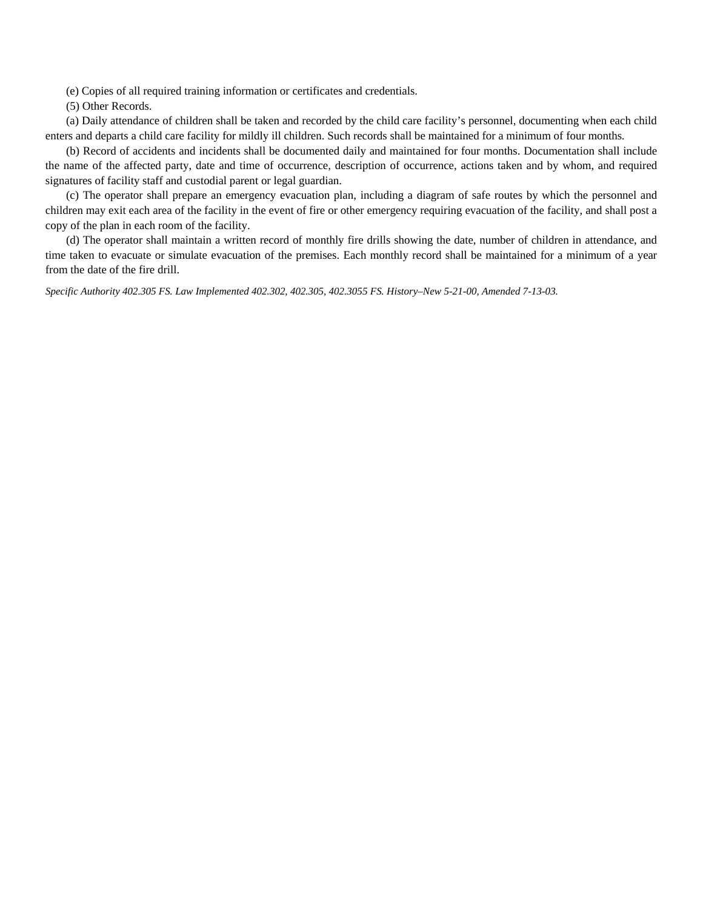(e) Copies of all required training information or certificates and credentials.

(5) Other Records.

(a) Daily attendance of children shall be taken and recorded by the child care facility's personnel, documenting when each child enters and departs a child care facility for mildly ill children. Such records shall be maintained for a minimum of four months.

(b) Record of accidents and incidents shall be documented daily and maintained for four months. Documentation shall include the name of the affected party, date and time of occurrence, description of occurrence, actions taken and by whom, and required signatures of facility staff and custodial parent or legal guardian.

(c) The operator shall prepare an emergency evacuation plan, including a diagram of safe routes by which the personnel and children may exit each area of the facility in the event of fire or other emergency requiring evacuation of the facility, and shall post a copy of the plan in each room of the facility.

(d) The operator shall maintain a written record of monthly fire drills showing the date, number of children in attendance, and time taken to evacuate or simulate evacuation of the premises. Each monthly record shall be maintained for a minimum of a year from the date of the fire drill.

*Specific Authority 402.305 FS. Law Implemented 402.302, 402.305, 402.3055 FS. History–New 5-21-00, Amended 7-13-03.*